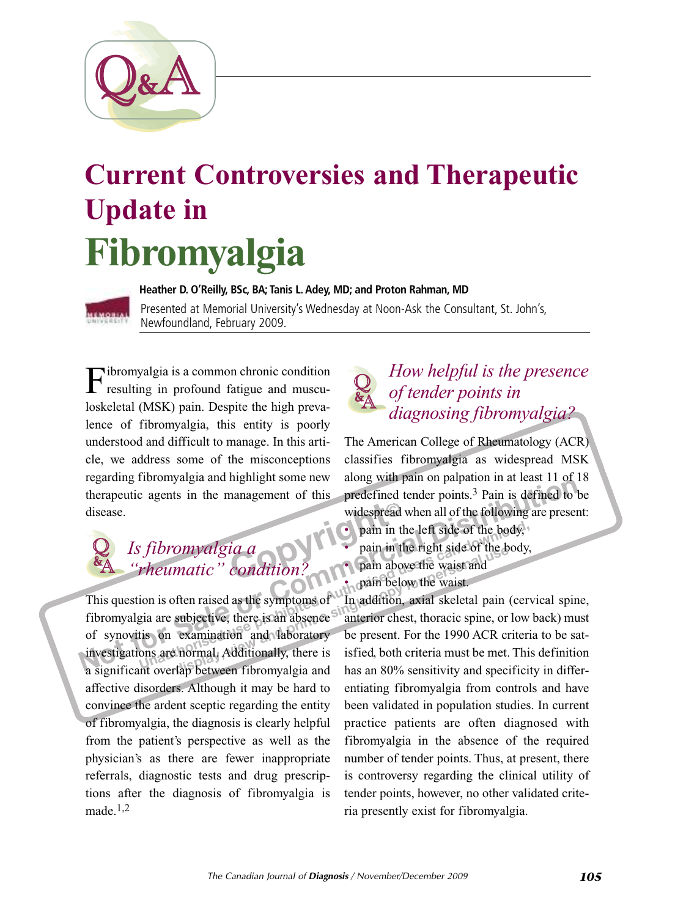# Current Controversies and Therapeutic Update in Fibromyalgia

**Heather D. O'Reilly, BSc, BA; Tanis L. Adey, MD; and Proton Rahman, MD**

Presented at Memorial University's Wednesday at Noon-Ask the Consultant, St. John's, Newfoundland, February 2009.

Fibromyalgia is a common chronic condition resulting in profound fatigue and musculoskeletal (MSK) pain. Despite the high prevalence of fibromyalgia, this entity is poorly understood and difficult to manage. In this article, we address some of the misconceptions regarding fibromyalgia and highlight some new therapeutic agents in the management of this disease.

## *Is fibromyalgia a "rheumatic" condition?*

This question is often raised as the symptoms of fibromyalgia are subjective, there is an absence of synovitis on examination and laboratory investigations are normal. Additionally, there is a significant overlap between fibromyalgia and affective disorders. Although it may be hard to convince the ardent sceptic regarding the entity of fibromyalgia, the diagnosis is clearly helpful from the patient's perspective as well as the physician's as there are fewer inappropriate referrals, diagnostic tests and drug prescriptions after the diagnosis of fibromyalgia is made.[1,2]

## *How helpful is the presence of tender points in diagnosing fibromyalgia?*

The American College of Rheumatology (ACR) classifies fibromyalgia as widespread MSK along with pain on palpation in at least 11 of 18 predefined tender points.[3] Pain is defined to be widespread when all of the following are present:

- pain in the left side of the body,
- pain in the right side of the body,
- pain above the waist and
- pain below the waist.

In addition, axial skeletal pain (cervical spine, anterior chest, thoracic spine, or low back) must be present. For the 1990 ACR criteria to be satisfied, both criteria must be met. This definition has an 80% sensitivity and specificity in differentiating fibromyalgia from controls and have been validated in population studies. In current practice patients are often diagnosed with fibromyalgia in the absence of the required number of tender points. Thus, at present, there is controversy regarding the clinical utility of tender points, however, no other validated criteria presently exist for fibromyalgia.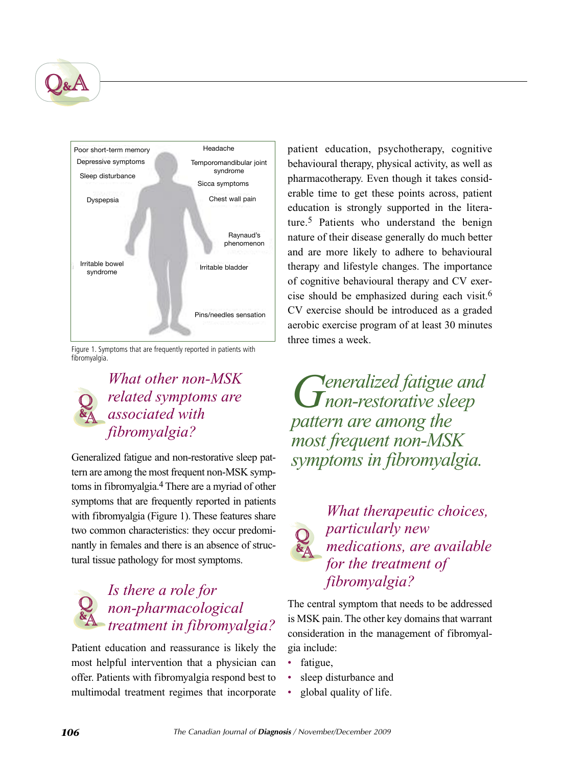Poor short-term memory

Depressive symptoms

Sleep disturbance

Dyspepsia

Irritable bowel syndrome

Headache

Temporomandibular joint syndrome

Sicca symptoms

Chest wall pain

Raynaud's phenomenon

Irritable bladder

Pins/needles sensation

Figure 1. Symptoms that are frequently reported in patients with fibromyalgia.

## *What other non-MSK related symptoms are associated with fibromyalgia?*

Generalized fatigue and non-restorative sleep pattern are among the most frequent non-MSK symptoms in fibromyalgia.[4] There are a myriad of other symptoms that are frequently reported in patients with fibromyalgia (Figure 1). These features share two common characteristics: they occur predominantly in females and there is an absence of structural tissue pathology for most symptoms.

## *Is there a role for non-pharmacological treatment in fibromyalgia?*

Patient education and reassurance is likely the most helpful intervention that a physician can offer. Patients with fibromyalgia respond best to multimodal treatment regimes that incorporate patient education, psychotherapy, cognitive behavioural therapy, physical activity, as well as pharmacotherapy. Even though it takes considerable time to get these points across, patient education is strongly supported in the literature.[5] Patients who understand the benign nature of their disease generally do much better and are more likely to adhere to behavioural therapy and lifestyle changes. The importance of cognitive behavioural therapy and CV exercise should be emphasized during each visit.[6] CV exercise should be introduced as a graded aerobic exercise program of at least 30 minutes three times a week.

> *Generalized fatigue and non-restorative sleep pattern are among the most frequent non-MSK symptoms in fibromyalgia.*

## *What therapeutic choices, particularly new medications, are available for the treatment of fibromyalgia?*

The central symptom that needs to be addressed is MSK pain. The other key domains that warrant consideration in the management of fibromyalgia include:

- fatigue,
- sleep disturbance and
- global quality of life.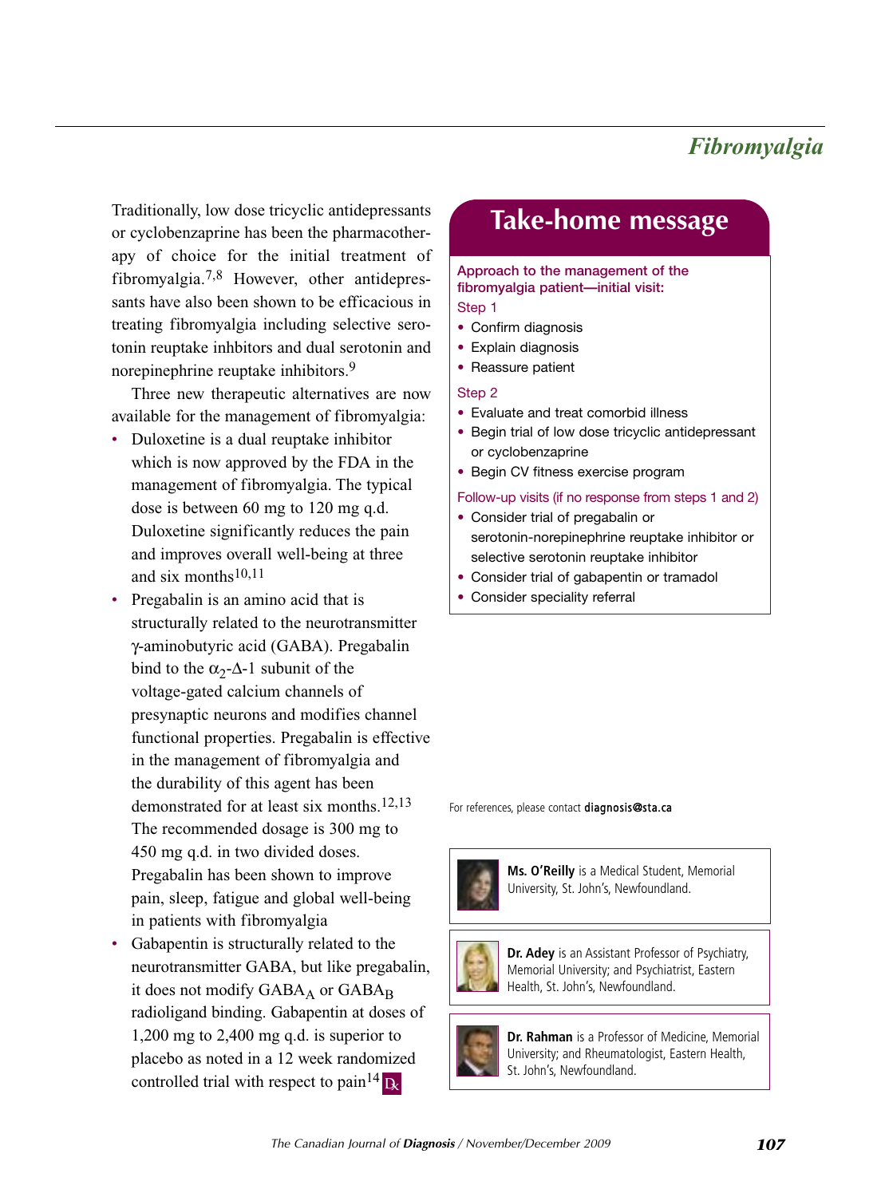Traditionally, low dose tricyclic antidepressants or cyclobenzaprine has been the pharmacotherapy of choice for the initial treatment of fibromyalgia.[7,8] However, other antidepressants have also been shown to be efficacious in treating fibromyalgia including selective serotonin reuptake inhbitors and dual serotonin and norepinephrine reuptake inhibitors.[9]

Three new therapeutic alternatives are now available for the management of fibromyalgia:

- Duloxetine is a dual reuptake inhibitor which is now approved by the FDA in the management of fibromyalgia. The typical dose is between 60 mg to 120 mg q.d. Duloxetine significantly reduces the pain and improves overall well-being at three and six months[10,11]
- Pregabalin is an amino acid that is structurally related to the neurotransmitter γ-aminobutyric acid (GABA). Pregabalin bind to the $\alpha_2$-Δ-1 subunit of the voltage-gated calcium channels of presynaptic neurons and modifies channel functional properties. Pregabalin is effective in the management of fibromyalgia and the durability of this agent has been demonstrated for at least six months.[12,13] The recommended dosage is 300 mg to 450 mg q.d. in two divided doses. Pregabalin has been shown to improve pain, sleep, fatigue and global well-being in patients with fibromyalgia
- Gabapentin is structurally related to the neurotransmitter GABA, but like pregabalin, it does not modify $GABA_A$ or $GABA_B$ radioligand binding. Gabapentin at doses of 1,200 mg to 2,400 mg q.d. is superior to placebo as noted in a 12 week randomized controlled trial with respect to pain[14] Dx

## Take-home message

**Approach to the management of the fibromyalgia patient—initial visit:**

Step 1

- Confirm diagnosis
- Explain diagnosis
- Reassure patient

Step 2

- Evaluate and treat comorbid illness
- Begin trial of low dose tricyclic antidepressant or cyclobenzaprine
- Begin CV fitness exercise program

Follow-up visits (if no response from steps 1 and 2)

- Consider trial of pregabalin or serotonin-norepinephrine reuptake inhibitor or selective serotonin reuptake inhibitor
- Consider trial of gabapentin or tramadol
- Consider speciality referral

For references, please contact **diagnosis@sta.ca**

**Ms. O'Reilly** is a Medical Student, Memorial University, St. John's, Newfoundland.

**Dr. Adey** is an Assistant Professor of Psychiatry, Memorial University; and Psychiatrist, Eastern Health, St. John's, Newfoundland.

**Dr. Rahman** is a Professor of Medicine, Memorial University; and Rheumatologist, Eastern Health, St. John's, Newfoundland.